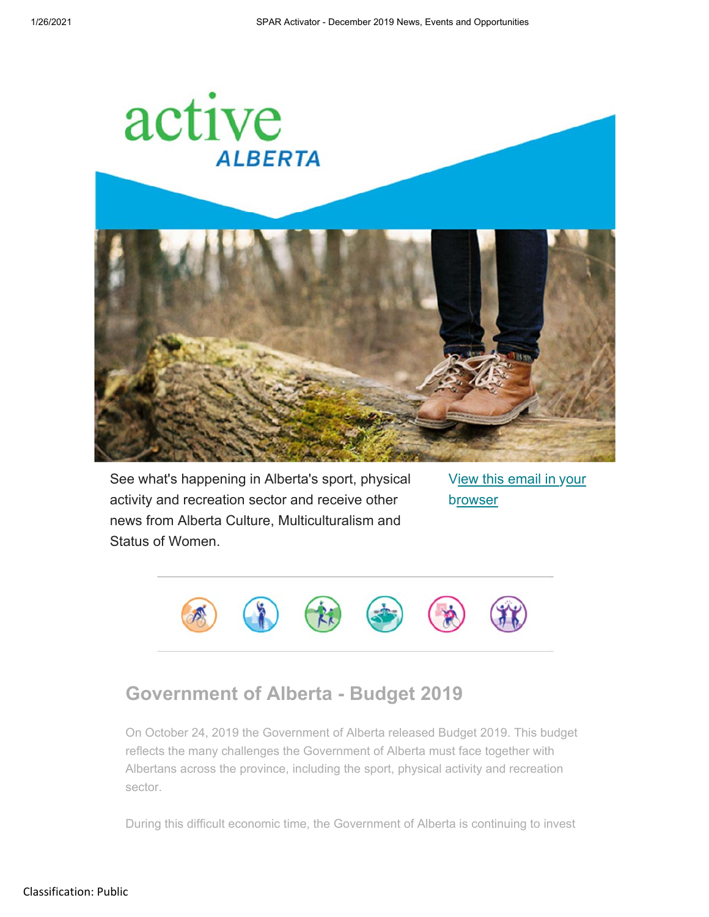See what's happening in Alberta's sport, physical activity and recreation sector and receive other news from Alberta Culture, Multiculturalism and Status of Women.

View this email in your browser

## Government of Alberta - Budget 2019

On October 24, 2019 the Government of Alberta released Budget 2019. This budget reflects the many challenges the Government of Alberta must face together with Albertans across the province, including the sport, physical activity and recreation sector.

During this difficult economic time, the Government of Alberta is continuing to invest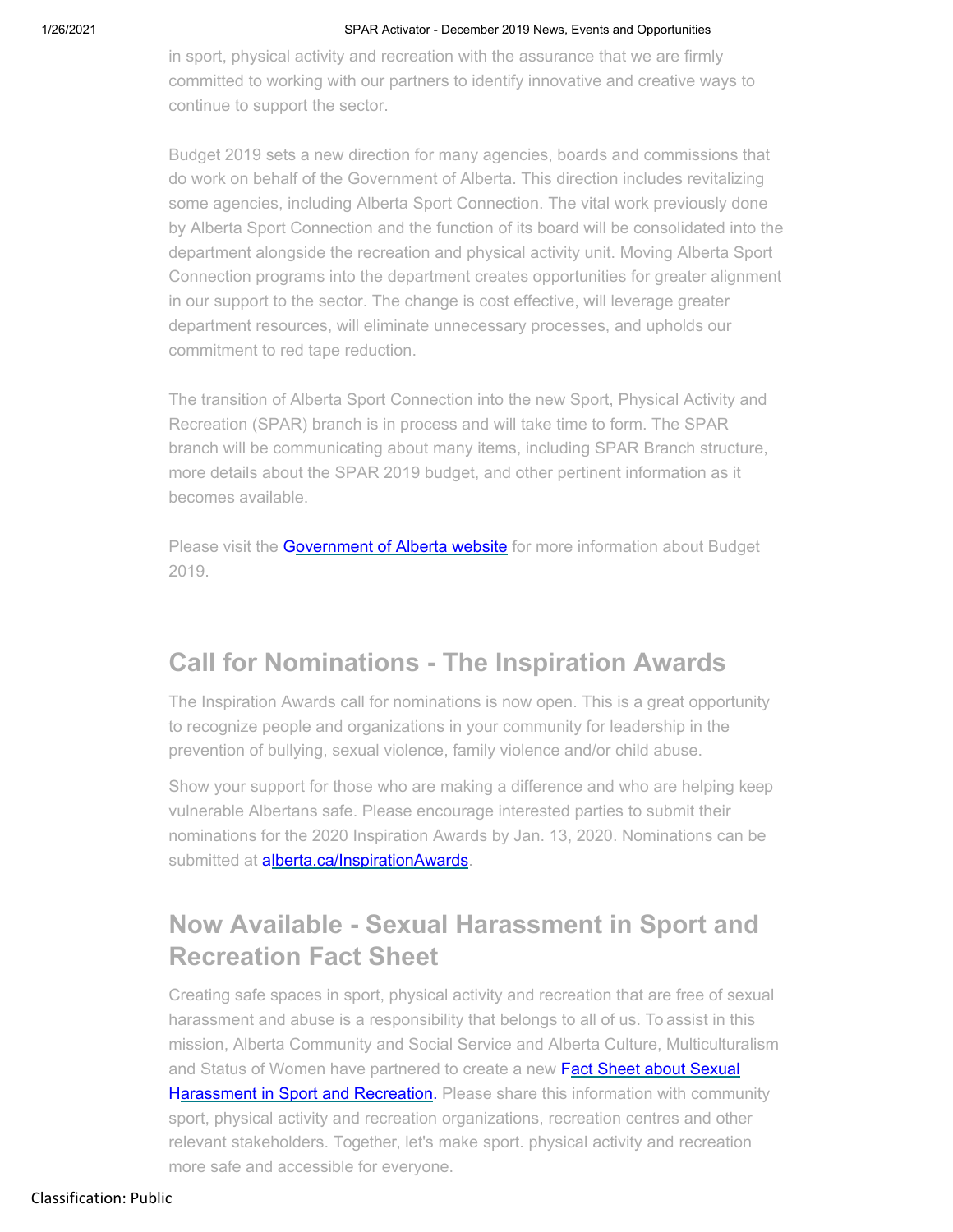in sport, physical activity and recreation with the assurance that we are firmly committed to working with our partners to identify innovative and creative ways to continue to support the sector.

Budget 2019 sets a new direction for many agencies, boards and commissions that do work on behalf of the Government of Alberta. This direction includes revitalizing some agencies, including Alberta Sport Connection. The vital work previously done by Alberta Sport Connection and the function of its board will be consolidated into the department alongside the recreation and physical activity unit. Moving Alberta Sport Connection programs into the department creates opportunities for greater alignment in our support to the sector. The change is cost effective, will leverage greater department resources, will eliminate unnecessary processes, and upholds our commitment to red tape reduction.

The transition of Alberta Sport Connection into the new Sport, Physical Activity and Recreation (SPAR) branch is in process and will take time to form. The SPAR branch will be communicating about many items, including SPAR Branch structure, more details about the SPAR 2019 budget, and other pertinent information as it becomes available.

Please visit the Government of Alberta website for more information about Budget 2019.

## Call for Nominations - The Inspiration Awards

The Inspiration Awards call for nominations is now open. This is a great opportunity to recognize people and organizations in your community for leadership in the prevention of bullying, sexual violence, family violence and/or child abuse.

Show your support for those who are making a difference and who are helping keep vulnerable Albertans safe. Please encourage interested parties to submit their nominations for the 2020 Inspiration Awards by Jan. 13, 2020. Nominations can be submitted at alberta.ca/InspirationAwards.

## Now Available - Sexual Harassment in Sport and Recreation Fact Sheet

Creating safe spaces in sport, physical activity and recreation that are free of sexual harassment and abuse is a responsibility that belongs to all of us. To assist in this mission, Alberta Community and Social Service and Alberta Culture, Multiculturalism and Status of Women have partnered to create a new Fact Sheet about Sexual Harassment in Sport and Recreation. Please share this information with community sport, physical activity and recreation organizations, recreation centres and other relevant stakeholders. Together, let's make sport. physical activity and recreation more safe and accessible for everyone.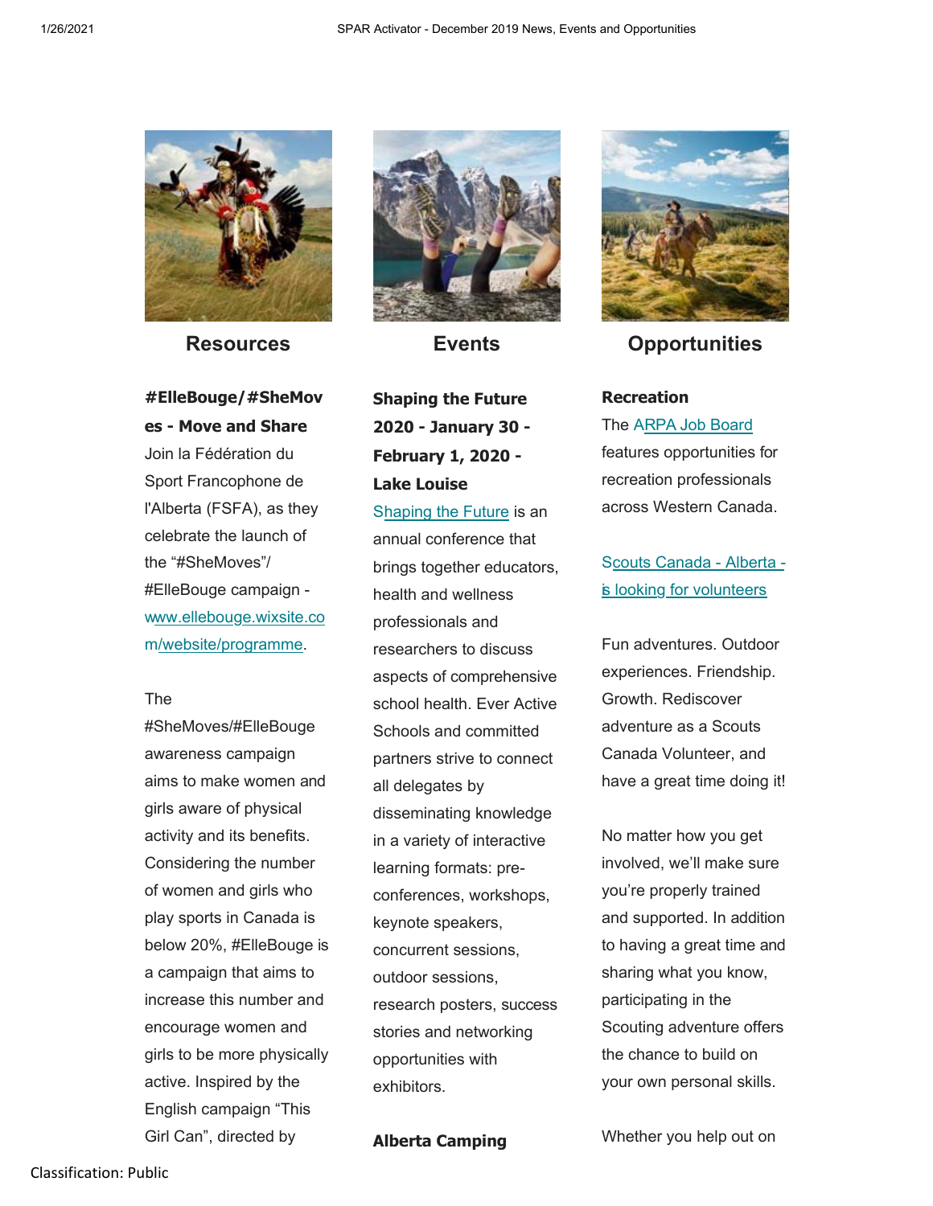## Resources

**#ElleBouge/#SheMoves - Move and Share**

Join la Fédération du Sport Francophone de l'Alberta (FSFA), as they celebrate the launch of the "#SheMoves"/ #ElleBouge campaign - www.ellebouge.wixsite.com/website/programme.

The #SheMoves/#ElleBouge awareness campaign aims to make women and girls aware of physical activity and its benefits. Considering the number of women and girls who play sports in Canada is below 20%, #ElleBouge is a campaign that aims to increase this number and encourage women and girls to be more physically active. Inspired by the English campaign "This Girl Can", directed by

## Events

**Shaping the Future 2020 - January 30 - February 1, 2020 - Lake Louise**

Shaping the Future is an annual conference that brings together educators, health and wellness professionals and researchers to discuss aspects of comprehensive school health. Ever Active Schools and committed partners strive to connect all delegates by disseminating knowledge in a variety of interactive learning formats: pre-conferences, workshops, keynote speakers, concurrent sessions, outdoor sessions, research posters, success stories and networking opportunities with exhibitors.

**Alberta Camping**

## Opportunities

**Recreation**

The ARPA Job Board features opportunities for recreation professionals across Western Canada.

Scouts Canada - Alberta - is looking for volunteers

Fun adventures. Outdoor experiences. Friendship. Growth. Rediscover adventure as a Scouts Canada Volunteer, and have a great time doing it!

No matter how you get involved, we'll make sure you're properly trained and supported. In addition to having a great time and sharing what you know, participating in the Scouting adventure offers the chance to build on your own personal skills.

Whether you help out on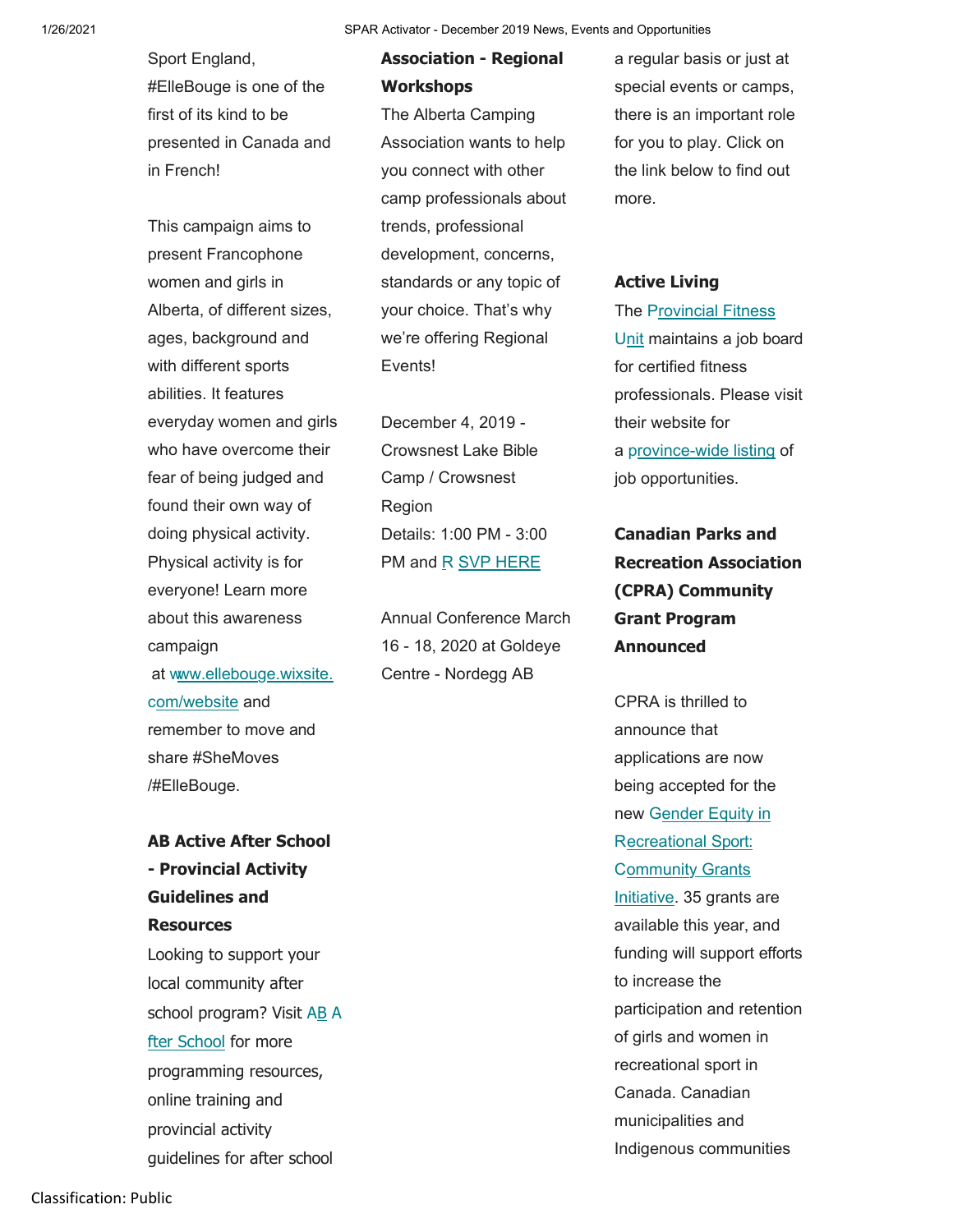Sport England, #ElleBouge is one of the first of its kind to be presented in Canada and in French!

This campaign aims to present Francophone women and girls in Alberta, of different sizes, ages, background and with different sports abilities. It features everyday women and girls who have overcome their fear of being judged and found their own way of doing physical activity. Physical activity is for everyone! Learn more about this awareness campaign at www.ellebouge.wixsite.com/website and remember to move and share #SheMoves /#ElleBouge.

**AB Active After School - Provincial Activity Guidelines and Resources**

Looking to support your local community after school program? Visit AB After School for more programming resources, online training and provincial activity guidelines for after school

**Association - Regional Workshops**

The Alberta Camping Association wants to help you connect with other camp professionals about trends, professional development, concerns, standards or any topic of your choice. That's why we're offering Regional Events!

December 4, 2019 - Crowsnest Lake Bible Camp / Crowsnest Region
Details: 1:00 PM - 3:00 PM and RSVP HERE

Annual Conference March 16 - 18, 2020 at Goldeye Centre - Nordegg AB

a regular basis or just at special events or camps, there is an important role for you to play. Click on the link below to find out more.

**Active Living**

The Provincial Fitness Unit maintains a job board for certified fitness professionals. Please visit their website for a province-wide listing of job opportunities.

**Canadian Parks and Recreation Association (CPRA) Community Grant Program Announced**

CPRA is thrilled to announce that applications are now being accepted for the new Gender Equity in Recreational Sport: Community Grants Initiative. 35 grants are available this year, and funding will support efforts to increase the participation and retention of girls and women in recreational sport in Canada. Canadian municipalities and Indigenous communities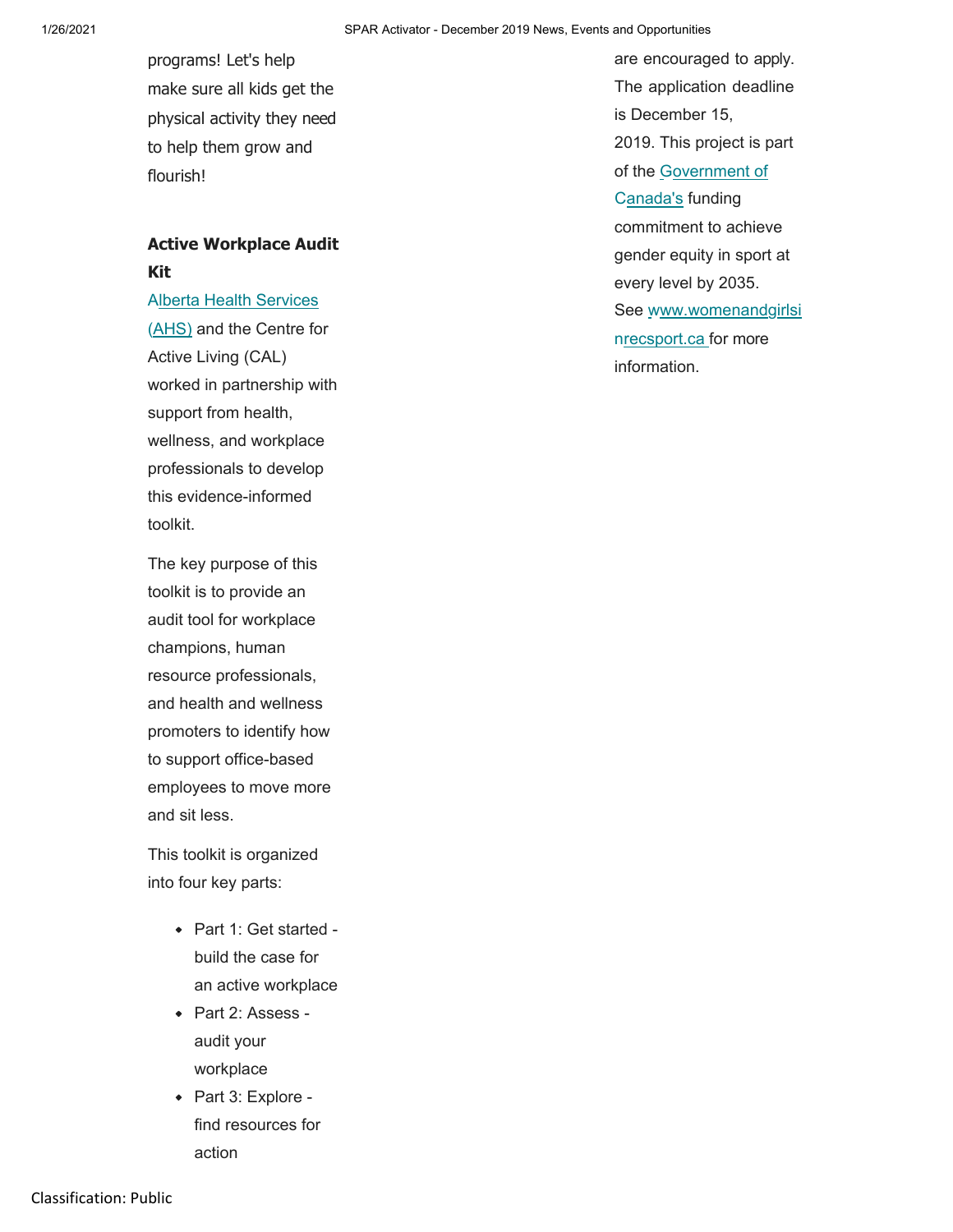programs! Let's help make sure all kids get the physical activity they need to help them grow and flourish!

**Active Workplace Audit Kit**

Alberta Health Services (AHS) and the Centre for Active Living (CAL) worked in partnership with support from health, wellness, and workplace professionals to develop this evidence-informed toolkit.

The key purpose of this toolkit is to provide an audit tool for workplace champions, human resource professionals, and health and wellness promoters to identify how to support office-based employees to move more and sit less.

This toolkit is organized into four key parts:

- Part 1: Get started - build the case for an active workplace
- Part 2: Assess - audit your workplace
- Part 3: Explore - find resources for action

are encouraged to apply. The application deadline is December 15, 2019. This project is part of the Government of Canada's funding commitment to achieve gender equity in sport at every level by 2035. See www.womenandgirlsinrecsport.ca for more information.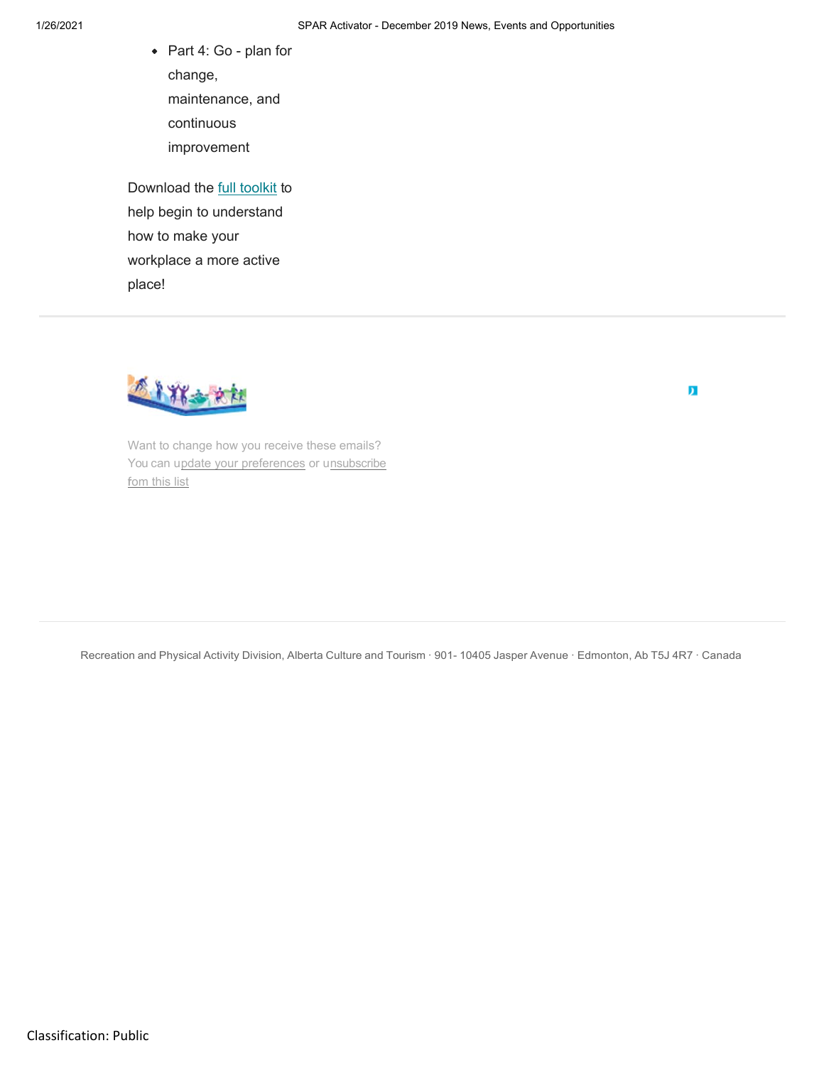- Part 4: Go - plan for change, maintenance, and continuous improvement

Download the full toolkit to help begin to understand how to make your workplace a more active place!

---

Want to change how you receive these emails?
You can update your preferences or unsubscribe fom this list

---

Recreation and Physical Activity Division, Alberta Culture and Tourism · 901- 10405 Jasper Avenue · Edmonton, Ab T5J 4R7 · Canada

Classification: Public